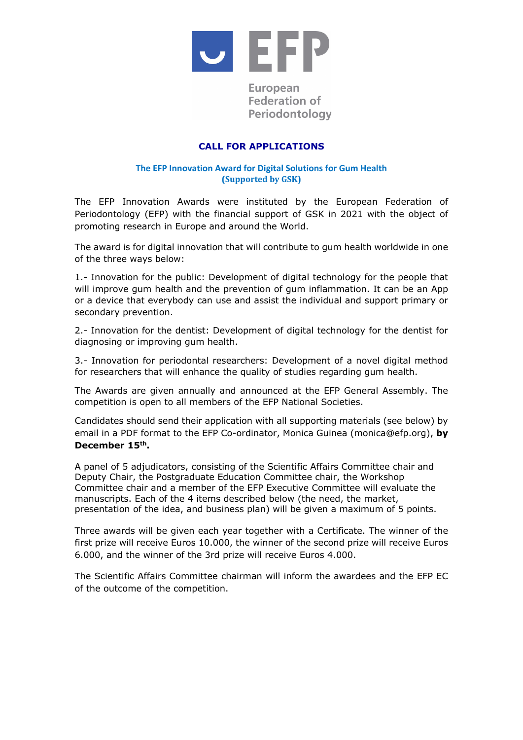EFP

European Federation of Periodontology

# CALL FOR APPLICATIONS

## The EFP Innovation Award for Digital Solutions for Gum Health (Supported by GSK)

The EFP Innovation Awards were instituted by the European Federation of Periodontology (EFP) with the financial support of GSK in 2021 with the object of promoting research in Europe and around the World.

The award is for digital innovation that will contribute to gum health worldwide in one of the three ways below:

1.- Innovation for the public: Development of digital technology for the people that will improve gum health and the prevention of gum inflammation. It can be an App or a device that everybody can use and assist the individual and support primary or secondary prevention.

2.- Innovation for the dentist: Development of digital technology for the dentist for diagnosing or improving gum health.

3.- Innovation for periodontal researchers: Development of a novel digital method for researchers that will enhance the quality of studies regarding gum health.

The Awards are given annually and announced at the EFP General Assembly. The competition is open to all members of the EFP National Societies.

Candidates should send their application with all supporting materials (see below) by email in a PDF format to the EFP Co-ordinator, Monica Guinea (monica@efp.org), **by December 15th.**

A panel of 5 adjudicators, consisting of the Scientific Affairs Committee chair and Deputy Chair, the Postgraduate Education Committee chair, the Workshop Committee chair and a member of the EFP Executive Committee will evaluate the manuscripts. Each of the 4 items described below (the need, the market, presentation of the idea, and business plan) will be given a maximum of 5 points.

Three awards will be given each year together with a Certificate. The winner of the first prize will receive Euros 10.000, the winner of the second prize will receive Euros 6.000, and the winner of the 3rd prize will receive Euros 4.000.

The Scientific Affairs Committee chairman will inform the awardees and the EFP EC of the outcome of the competition.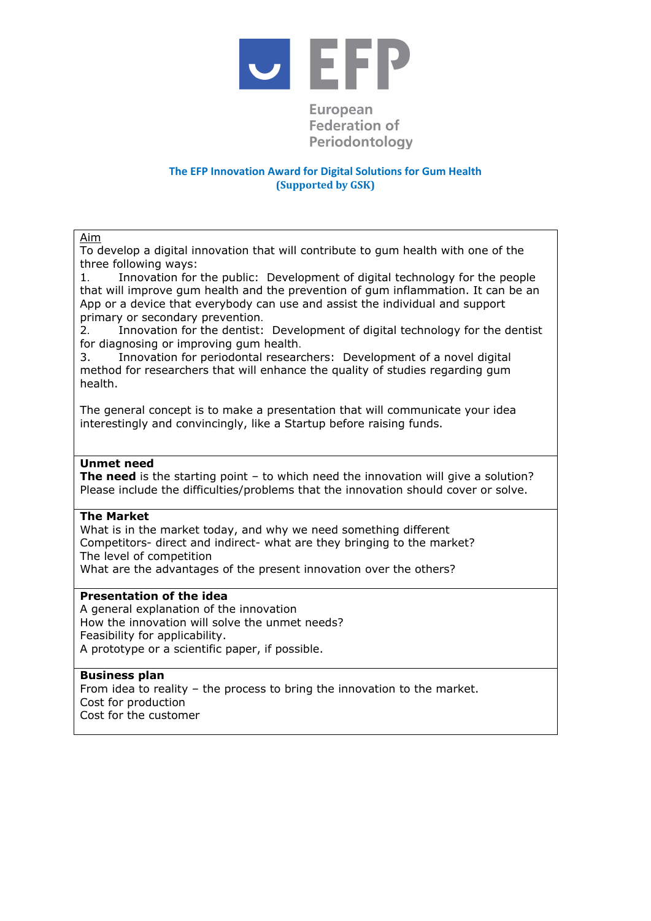European
Federation of
Periodontology

**The EFP Innovation Award for Digital Solutions for Gum Health**
**(Supported by GSK)**

Aim

To develop a digital innovation that will contribute to gum health with one of the three following ways:

1. Innovation for the public: Development of digital technology for the people that will improve gum health and the prevention of gum inflammation. It can be an App or a device that everybody can use and assist the individual and support primary or secondary prevention.
2. Innovation for the dentist: Development of digital technology for the dentist for diagnosing or improving gum health.
3. Innovation for periodontal researchers: Development of a novel digital method for researchers that will enhance the quality of studies regarding gum health.

The general concept is to make a presentation that will communicate your idea interestingly and convincingly, like a Startup before raising funds.

**Unmet need**

**The need** is the starting point – to which need the innovation will give a solution? Please include the difficulties/problems that the innovation should cover or solve.

**The Market**

What is in the market today, and why we need something different
Competitors- direct and indirect- what are they bringing to the market?
The level of competition
What are the advantages of the present innovation over the others?

**Presentation of the idea**

A general explanation of the innovation
How the innovation will solve the unmet needs?
Feasibility for applicability.
A prototype or a scientific paper, if possible.

**Business plan**

From idea to reality – the process to bring the innovation to the market.
Cost for production
Cost for the customer